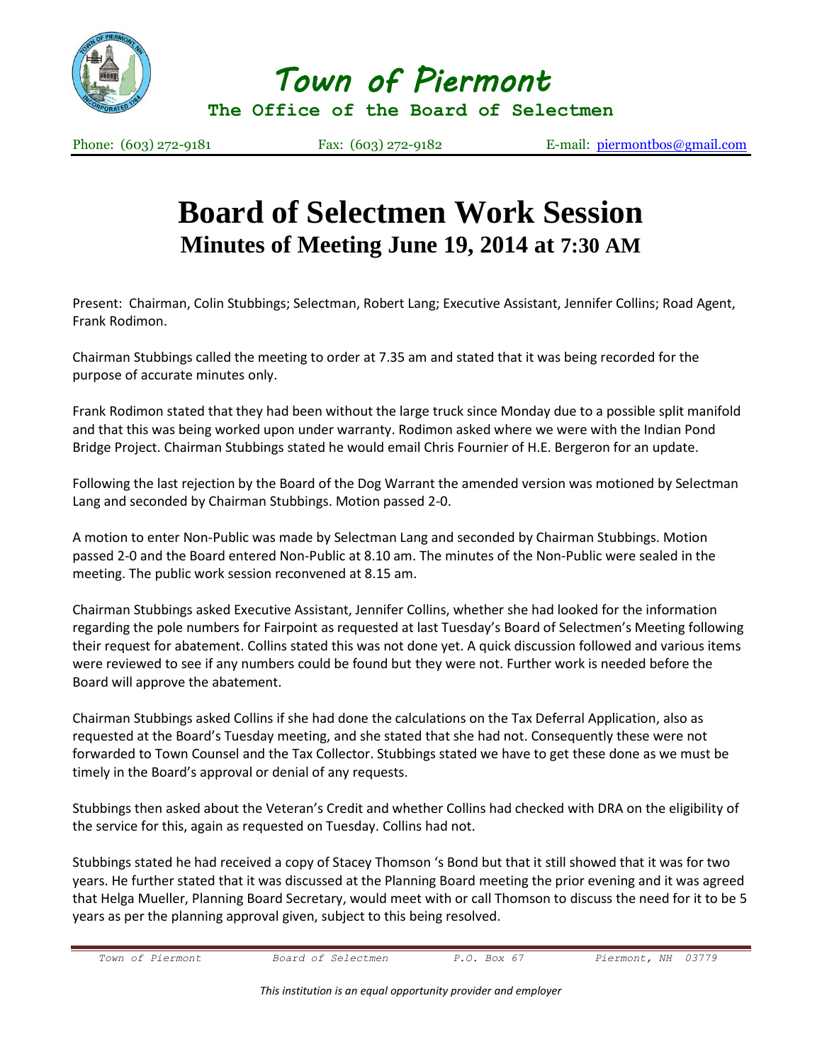# Town of Piermont

**The Office of the Board of Selectmen**

Phone: (603) 272-9181 Fax: (603) 272-9182 E-mail: piermontbos@gmail.com

# Board of Selectmen Work Session

## Minutes of Meeting June 19, 2014 at 7:30 AM

Present: Chairman, Colin Stubbings; Selectman, Robert Lang; Executive Assistant, Jennifer Collins; Road Agent, Frank Rodimon.

Chairman Stubbings called the meeting to order at 7.35 am and stated that it was being recorded for the purpose of accurate minutes only.

Frank Rodimon stated that they had been without the large truck since Monday due to a possible split manifold and that this was being worked upon under warranty. Rodimon asked where we were with the Indian Pond Bridge Project. Chairman Stubbings stated he would email Chris Fournier of H.E. Bergeron for an update.

Following the last rejection by the Board of the Dog Warrant the amended version was motioned by Selectman Lang and seconded by Chairman Stubbings. Motion passed 2-0.

A motion to enter Non-Public was made by Selectman Lang and seconded by Chairman Stubbings. Motion passed 2-0 and the Board entered Non-Public at 8.10 am. The minutes of the Non-Public were sealed in the meeting. The public work session reconvened at 8.15 am.

Chairman Stubbings asked Executive Assistant, Jennifer Collins, whether she had looked for the information regarding the pole numbers for Fairpoint as requested at last Tuesday's Board of Selectmen's Meeting following their request for abatement. Collins stated this was not done yet. A quick discussion followed and various items were reviewed to see if any numbers could be found but they were not. Further work is needed before the Board will approve the abatement.

Chairman Stubbings asked Collins if she had done the calculations on the Tax Deferral Application, also as requested at the Board's Tuesday meeting, and she stated that she had not. Consequently these were not forwarded to Town Counsel and the Tax Collector. Stubbings stated we have to get these done as we must be timely in the Board's approval or denial of any requests.

Stubbings then asked about the Veteran's Credit and whether Collins had checked with DRA on the eligibility of the service for this, again as requested on Tuesday. Collins had not.

Stubbings stated he had received a copy of Stacey Thomson 's Bond but that it still showed that it was for two years. He further stated that it was discussed at the Planning Board meeting the prior evening and it was agreed that Helga Mueller, Planning Board Secretary, would meet with or call Thomson to discuss the need for it to be 5 years as per the planning approval given, subject to this being resolved.

*This institution is an equal opportunity provider and employer*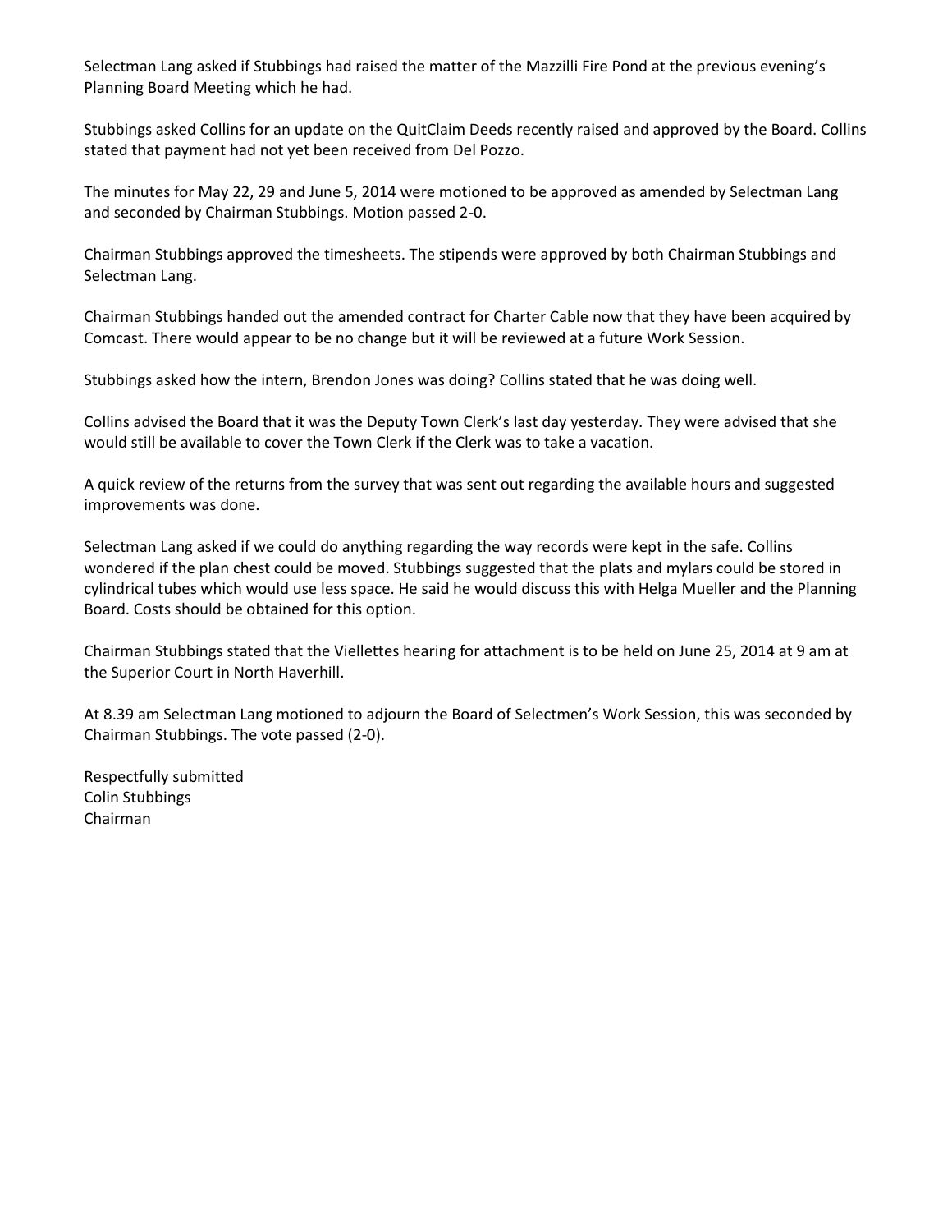Selectman Lang asked if Stubbings had raised the matter of the Mazzilli Fire Pond at the previous evening's Planning Board Meeting which he had.

Stubbings asked Collins for an update on the QuitClaim Deeds recently raised and approved by the Board. Collins stated that payment had not yet been received from Del Pozzo.

The minutes for May 22, 29 and June 5, 2014 were motioned to be approved as amended by Selectman Lang and seconded by Chairman Stubbings. Motion passed 2-0.

Chairman Stubbings approved the timesheets. The stipends were approved by both Chairman Stubbings and Selectman Lang.

Chairman Stubbings handed out the amended contract for Charter Cable now that they have been acquired by Comcast. There would appear to be no change but it will be reviewed at a future Work Session.

Stubbings asked how the intern, Brendon Jones was doing? Collins stated that he was doing well.

Collins advised the Board that it was the Deputy Town Clerk's last day yesterday. They were advised that she would still be available to cover the Town Clerk if the Clerk was to take a vacation.

A quick review of the returns from the survey that was sent out regarding the available hours and suggested improvements was done.

Selectman Lang asked if we could do anything regarding the way records were kept in the safe. Collins wondered if the plan chest could be moved. Stubbings suggested that the plats and mylars could be stored in cylindrical tubes which would use less space. He said he would discuss this with Helga Mueller and the Planning Board. Costs should be obtained for this option.

Chairman Stubbings stated that the Viellettes hearing for attachment is to be held on June 25, 2014 at 9 am at the Superior Court in North Haverhill.

At 8.39 am Selectman Lang motioned to adjourn the Board of Selectmen's Work Session, this was seconded by Chairman Stubbings. The vote passed (2-0).

Respectfully submitted
Colin Stubbings
Chairman